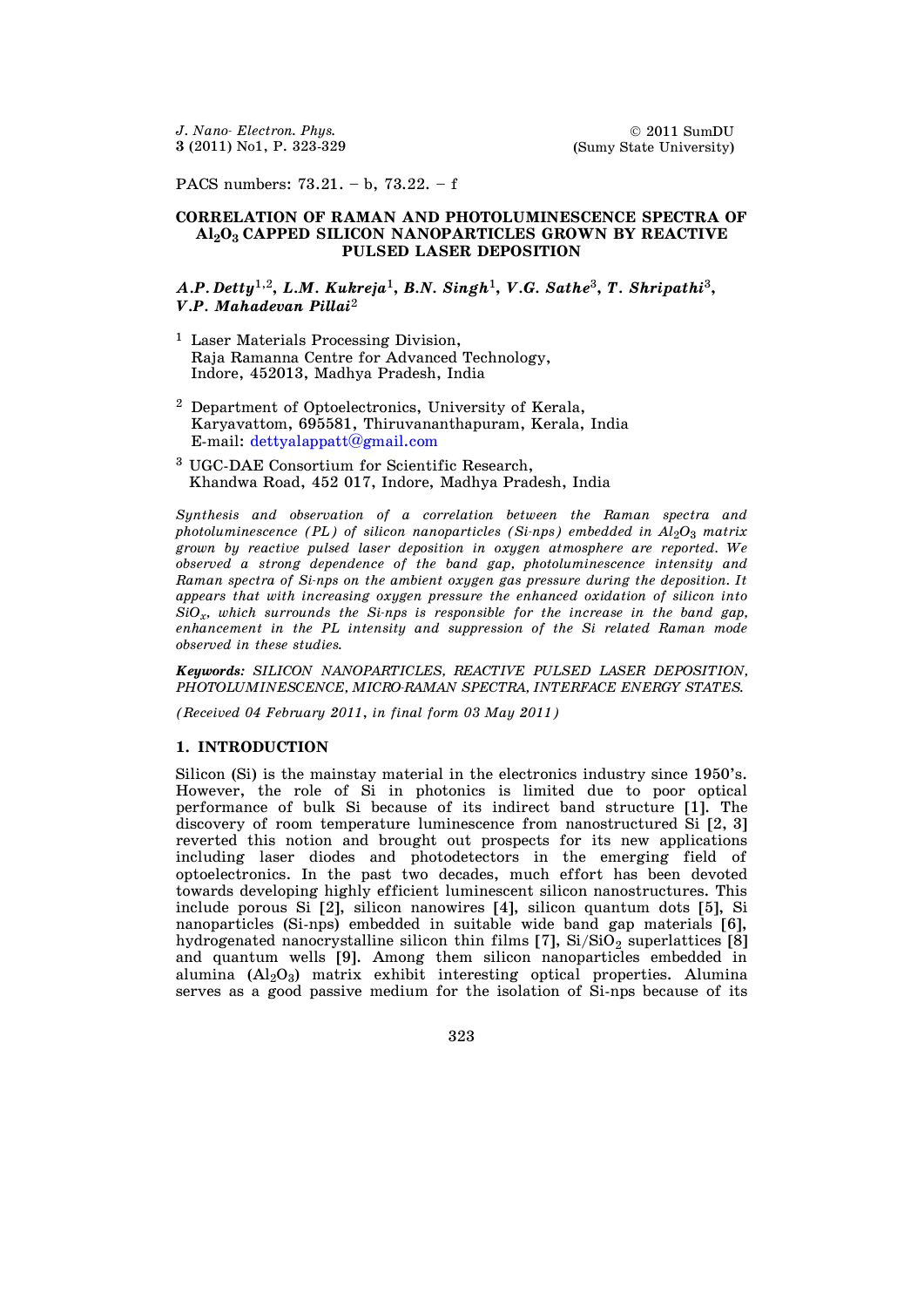PACS numbers: 73.21. – b, 73.22. – f

# CORRELATION OF RAMAN AND PHOTOLUMINESCENCE SPECTRA OF $Al_2O_3$ CAPPED SILICON NANOPARTICLES GROWN BY REACTIVE PULSED LASER DEPOSITION

***A.P. Detty***[1,2]**, *L.M. Kukreja***[1]**, *B.N. Singh***[1]**, *V.G. Sathe***[3]**, *T. Shripathi***[3]**, *V.P. Mahadevan Pillai***[2]

[1] Laser Materials Processing Division,
Raja Ramanna Centre for Advanced Technology,
Indore, 452013, Madhya Pradesh, India

[2] Department of Optoelectronics, University of Kerala,
Karyavattom, 695581, Thiruvananthapuram, Kerala, India
E-mail: dettyalappatt@gmail.com

[3] UGC-DAE Consortium for Scientific Research,
Khandwa Road, 452 017, Indore, Madhya Pradesh, India

*Synthesis and observation of a correlation between the Raman spectra and photoluminescence (PL) of silicon nanoparticles (Si-nps) embedded in $Al_2O_3$ matrix grown by reactive pulsed laser deposition in oxygen atmosphere are reported. We observed a strong dependence of the band gap, photoluminescence intensity and Raman spectra of Si-nps on the ambient oxygen gas pressure during the deposition. It appears that with increasing oxygen pressure the enhanced oxidation of silicon into $SiO_x$, which surrounds the Si-nps is responsible for the increase in the band gap, enhancement in the PL intensity and suppression of the Si related Raman mode observed in these studies.*

***Keywords:*** *SILICON NANOPARTICLES, REACTIVE PULSED LASER DEPOSITION, PHOTOLUMINESCENCE, MICRO-RAMAN SPECTRA, INTERFACE ENERGY STATES.*

*(Received 04 February 2011, in final form 03 May 2011)*

## 1. INTRODUCTION

Silicon (Si) is the mainstay material in the electronics industry since 1950's. However, the role of Si in photonics is limited due to poor optical performance of bulk Si because of its indirect band structure [1]. The discovery of room temperature luminescence from nanostructured Si [2, 3] reverted this notion and brought out prospects for its new applications including laser diodes and photodetectors in the emerging field of optoelectronics. In the past two decades, much effort has been devoted towards developing highly efficient luminescent silicon nanostructures. This include porous Si [2], silicon nanowires [4], silicon quantum dots [5], Si nanoparticles (Si-nps) embedded in suitable wide band gap materials [6], hydrogenated nanocrystalline silicon thin films [7], $Si/SiO_2$ superlattices [8] and quantum wells [9]. Among them silicon nanoparticles embedded in alumina ($Al_2O_3$) matrix exhibit interesting optical properties. Alumina serves as a good passive medium for the isolation of Si-nps because of its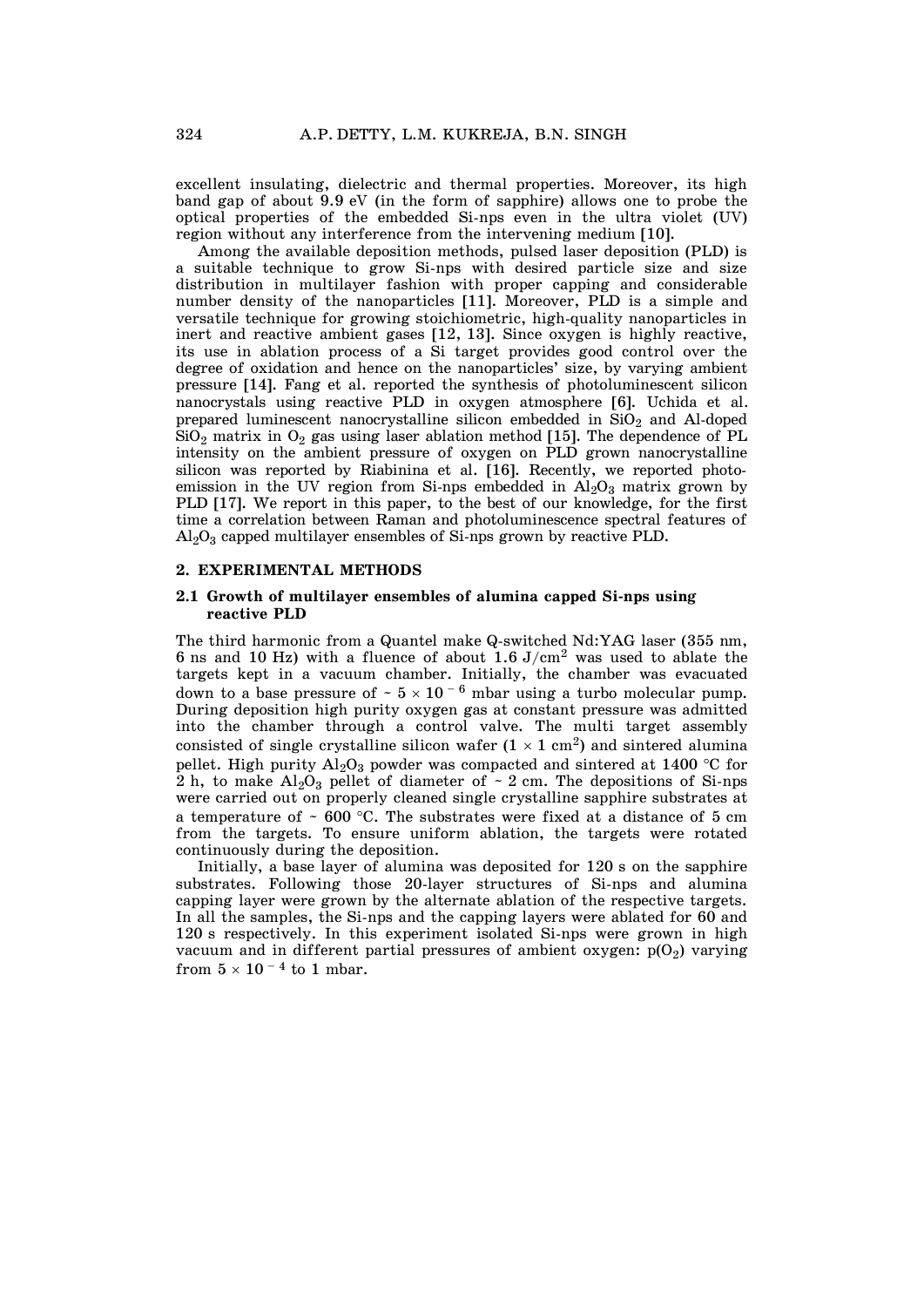excellent insulating, dielectric and thermal properties. Moreover, its high band gap of about 9.9 eV (in the form of sapphire) allows one to probe the optical properties of the embedded Si-nps even in the ultra violet (UV) region without any interference from the intervening medium [10].

Among the available deposition methods, pulsed laser deposition (PLD) is a suitable technique to grow Si-nps with desired particle size and size distribution in multilayer fashion with proper capping and considerable number density of the nanoparticles [11]. Moreover, PLD is a simple and versatile technique for growing stoichiometric, high-quality nanoparticles in inert and reactive ambient gases [12, 13]. Since oxygen is highly reactive, its use in ablation process of a Si target provides good control over the degree of oxidation and hence on the nanoparticles' size, by varying ambient pressure [14]. Fang et al. reported the synthesis of photoluminescent silicon nanocrystals using reactive PLD in oxygen atmosphere [6]. Uchida et al. prepared luminescent nanocrystalline silicon embedded in $SiO_2$ and Al-doped $SiO_2$ matrix in $O_2$ gas using laser ablation method [15]. The dependence of PL intensity on the ambient pressure of oxygen on PLD grown nanocrystalline silicon was reported by Riabinina et al. [16]. Recently, we reported photoemission in the UV region from Si-nps embedded in $Al_2O_3$ matrix grown by PLD [17]. We report in this paper, to the best of our knowledge, for the first time a correlation between Raman and photoluminescence spectral features of $Al_2O_3$ capped multilayer ensembles of Si-nps grown by reactive PLD.

## 2. EXPERIMENTAL METHODS

### 2.1 Growth of multilayer ensembles of alumina capped Si-nps using reactive PLD

The third harmonic from a Quantel make Q-switched Nd:YAG laser (355 nm, 6 ns and 10 Hz) with a fluence of about 1.6 J/cm$^2$ was used to ablate the targets kept in a vacuum chamber. Initially, the chamber was evacuated down to a base pressure of $\sim 5 \times 10^{-6}$ mbar using a turbo molecular pump. During deposition high purity oxygen gas at constant pressure was admitted into the chamber through a control valve. The multi target assembly consisted of single crystalline silicon wafer ($1 \times 1$ cm$^2$) and sintered alumina pellet. High purity $Al_2O_3$ powder was compacted and sintered at 1400 °C for 2 h, to make $Al_2O_3$ pellet of diameter of ~ 2 cm. The depositions of Si-nps were carried out on properly cleaned single crystalline sapphire substrates at a temperature of ~ 600 °C. The substrates were fixed at a distance of 5 cm from the targets. To ensure uniform ablation, the targets were rotated continuously during the deposition.

Initially, a base layer of alumina was deposited for 120 s on the sapphire substrates. Following those 20-layer structures of Si-nps and alumina capping layer were grown by the alternate ablation of the respective targets. In all the samples, the Si-nps and the capping layers were ablated for 60 and 120 s respectively. In this experiment isolated Si-nps were grown in high vacuum and in different partial pressures of ambient oxygen: $p(O_2)$ varying from $5 \times 10^{-4}$ to 1 mbar.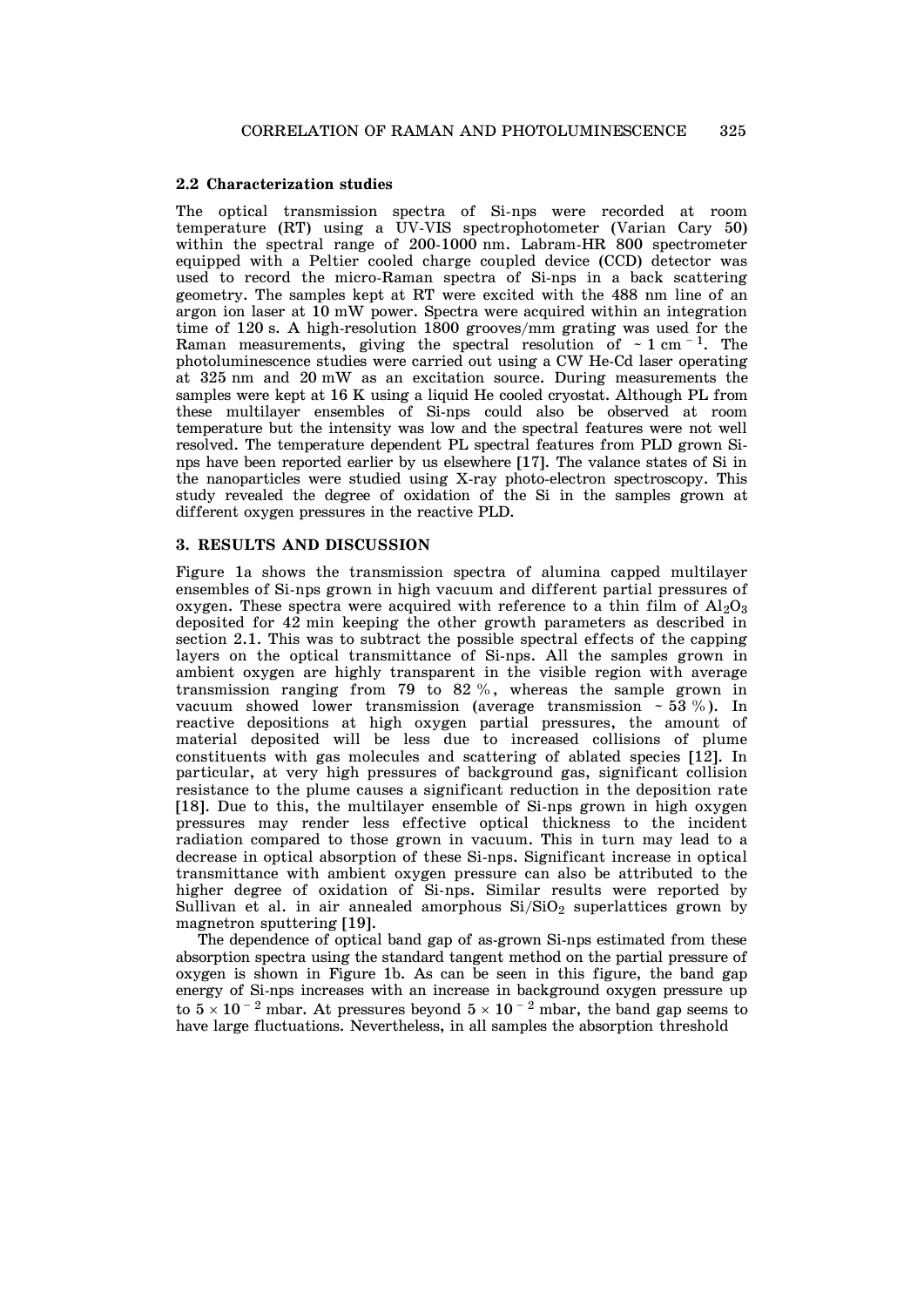### 2.2 Characterization studies

The optical transmission spectra of Si-nps were recorded at room temperature (RT) using a UV-VIS spectrophotometer (Varian Cary 50) within the spectral range of 200-1000 nm. Labram-HR 800 spectrometer equipped with a Peltier cooled charge coupled device (CCD) detector was used to record the micro-Raman spectra of Si-nps in a back scattering geometry. The samples kept at RT were excited with the 488 nm line of an argon ion laser at 10 mW power. Spectra were acquired within an integration time of 120 s. A high-resolution 1800 grooves/mm grating was used for the Raman measurements, giving the spectral resolution of ~ 1 $cm^{-1}$. The photoluminescence studies were carried out using a CW He-Cd laser operating at 325 nm and 20 mW as an excitation source. During measurements the samples were kept at 16 K using a liquid He cooled cryostat. Although PL from these multilayer ensembles of Si-nps could also be observed at room temperature but the intensity was low and the spectral features were not well resolved. The temperature dependent PL spectral features from PLD grown Si-nps have been reported earlier by us elsewhere [17]. The valance states of Si in the nanoparticles were studied using X-ray photo-electron spectroscopy. This study revealed the degree of oxidation of the Si in the samples grown at different oxygen pressures in the reactive PLD.

## 3. RESULTS AND DISCUSSION

Figure 1a shows the transmission spectra of alumina capped multilayer ensembles of Si-nps grown in high vacuum and different partial pressures of oxygen. These spectra were acquired with reference to a thin film of $Al_2O_3$ deposited for 42 min keeping the other growth parameters as described in section 2.1. This was to subtract the possible spectral effects of the capping layers on the optical transmittance of Si-nps. All the samples grown in ambient oxygen are highly transparent in the visible region with average transmission ranging from 79 to 82 %, whereas the sample grown in vacuum showed lower transmission (average transmission ~ 53 %). In reactive depositions at high oxygen partial pressures, the amount of material deposited will be less due to increased collisions of plume constituents with gas molecules and scattering of ablated species [12]. In particular, at very high pressures of background gas, significant collision resistance to the plume causes a significant reduction in the deposition rate [18]. Due to this, the multilayer ensemble of Si-nps grown in high oxygen pressures may render less effective optical thickness to the incident radiation compared to those grown in vacuum. This in turn may lead to a decrease in optical absorption of these Si-nps. Significant increase in optical transmittance with ambient oxygen pressure can also be attributed to the higher degree of oxidation of Si-nps. Similar results were reported by Sullivan et al. in air annealed amorphous $Si/SiO_2$ superlattices grown by magnetron sputtering [19].

The dependence of optical band gap of as-grown Si-nps estimated from these absorption spectra using the standard tangent method on the partial pressure of oxygen is shown in Figure 1b. As can be seen in this figure, the band gap energy of Si-nps increases with an increase in background oxygen pressure up to $5 \times 10^{-2}$ mbar. At pressures beyond $5 \times 10^{-2}$ mbar, the band gap seems to have large fluctuations. Nevertheless, in all samples the absorption threshold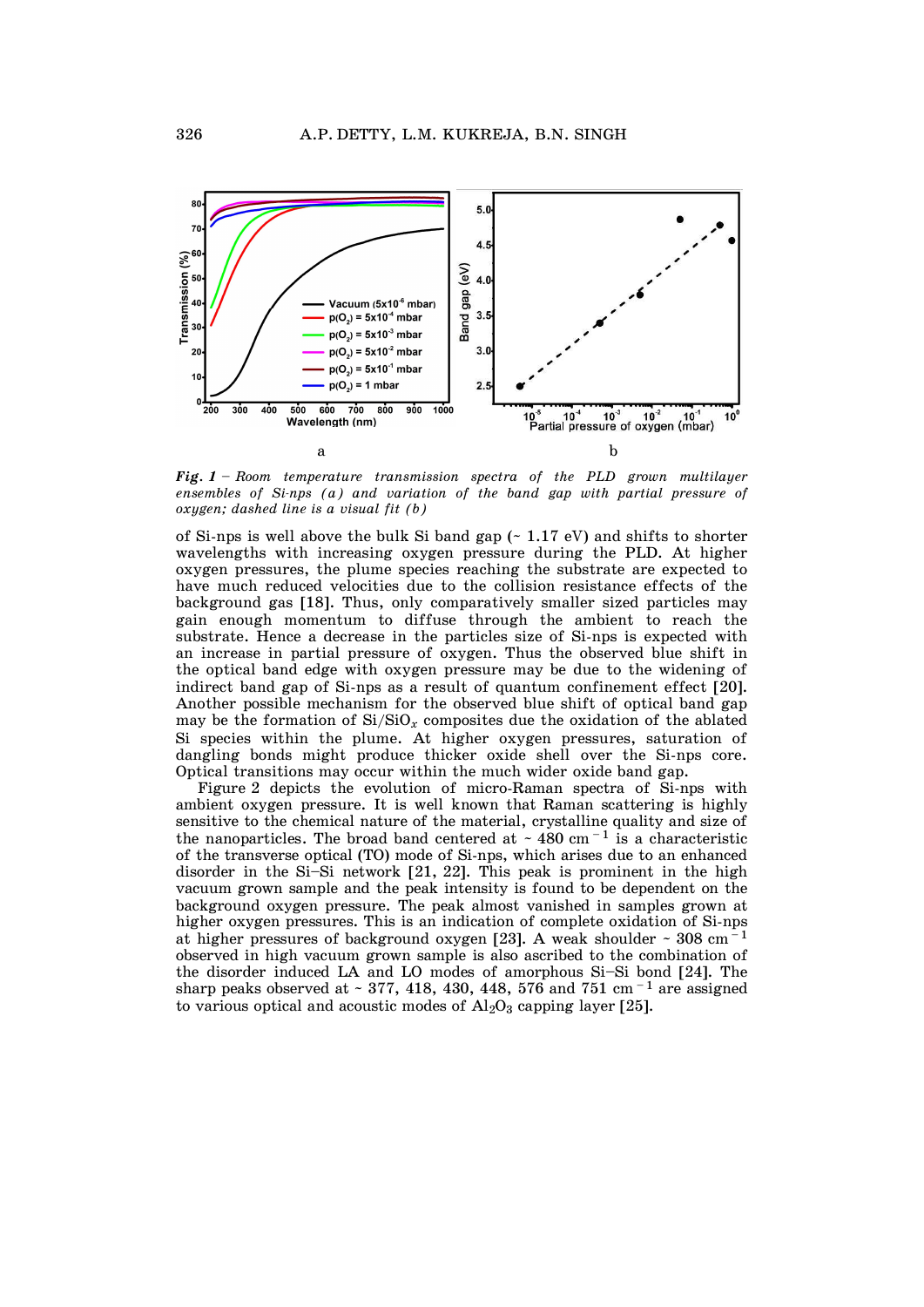Transmission (%)

80
70
60
50
40
30
20
10
0

200 300 400 500 600 700 800 900 1000

Wavelength (nm)

Vacuum (5x10$^{-6}$ mbar)
p(O$_2$) = 5x10$^{-4}$ mbar
p(O$_2$) = 5x10$^{-3}$ mbar
p(O$_2$) = 5x10$^{-2}$ mbar
p(O$_2$) = 5x10$^{-1}$ mbar
p(O$_2$) = 1 mbar

Band gap (eV)

5.0
4.5
4.0
3.5
3.0
2.5

10$^{-5}$ 10$^{-4}$ 10$^{-3}$ 10$^{-2}$ 10$^{-1}$ 10$^{0}$

Partial pressure of oxygen (mbar)

a b

***Fig. 1*** *– Room temperature transmission spectra of the PLD grown multilayer ensembles of Si-nps (a) and variation of the band gap with partial pressure of oxygen; dashed line is a visual fit (b)*

of Si-nps is well above the bulk Si band gap (~ 1.17 eV) and shifts to shorter wavelengths with increasing oxygen pressure during the PLD. At higher oxygen pressures, the plume species reaching the substrate are expected to have much reduced velocities due to the collision resistance effects of the background gas [18]. Thus, only comparatively smaller sized particles may gain enough momentum to diffuse through the ambient to reach the substrate. Hence a decrease in the particles size of Si-nps is expected with an increase in partial pressure of oxygen. Thus the observed blue shift in the optical band edge with oxygen pressure may be due to the widening of indirect band gap of Si-nps as a result of quantum confinement effect [20]. Another possible mechanism for the observed blue shift of optical band gap may be the formation of Si/SiO$_x$ composites due the oxidation of the ablated Si species within the plume. At higher oxygen pressures, saturation of dangling bonds might produce thicker oxide shell over the Si-nps core. Optical transitions may occur within the much wider oxide band gap.

Figure 2 depicts the evolution of micro-Raman spectra of Si-nps with ambient oxygen pressure. It is well known that Raman scattering is highly sensitive to the chemical nature of the material, crystalline quality and size of the nanoparticles. The broad band centered at ~ 480 cm$^{-1}$ is a characteristic of the transverse optical (TO) mode of Si-nps, which arises due to an enhanced disorder in the Si–Si network [21, 22]. This peak is prominent in the high vacuum grown sample and the peak intensity is found to be dependent on the background oxygen pressure. The peak almost vanished in samples grown at higher oxygen pressures. This is an indication of complete oxidation of Si-nps at higher pressures of background oxygen [23]. A weak shoulder ~ 308 cm$^{-1}$ observed in high vacuum grown sample is also ascribed to the combination of the disorder induced LA and LO modes of amorphous Si–Si bond [24]. The sharp peaks observed at ~ 377, 418, 430, 448, 576 and 751 cm$^{-1}$ are assigned to various optical and acoustic modes of $Al_2O_3$ capping layer [25].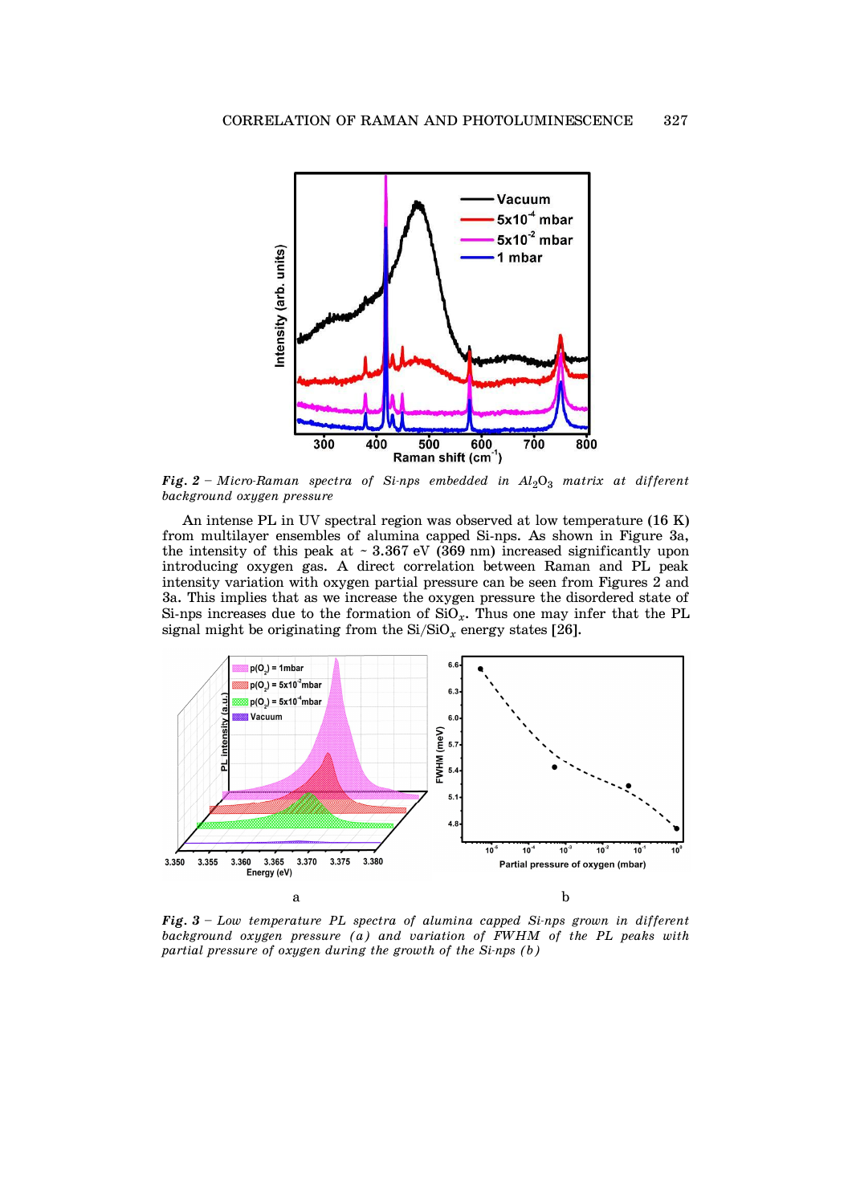Vacuum
5x10^-4 mbar
5x10^-2 mbar
1 mbar

Intensity (arb. units)

300 400 500 600 700 800

Raman shift (cm^-1)

***Fig. 2*** – *Micro-Raman spectra of Si-nps embedded in $Al_2O_3$ matrix at different background oxygen pressure*

An intense PL in UV spectral region was observed at low temperature (16 K) from multilayer ensembles of alumina capped Si-nps. As shown in Figure 3a, the intensity of this peak at ~ 3.367 eV (369 nm) increased significantly upon introducing oxygen gas. A direct correlation between Raman and PL peak intensity variation with oxygen partial pressure can be seen from Figures 2 and 3a. This implies that as we increase the oxygen pressure the disordered state of Si-nps increases due to the formation of $SiO_x$. Thus one may infer that the PL signal might be originating from the $Si/SiO_x$ energy states [26].

p(O2) = 1mbar
p(O2) = 5x10^-2mbar
p(O2) = 5x10^-4mbar
Vacuum

PL intensity (a.u.)

3.350 3.355 3.360 3.365 3.370 3.375 3.380

Energy (eV)

FWHM (meV)

6.6
6.3
6.0
5.7
5.4
5.1
4.8

10^-6 10^-4 10^-3 10^-2 10^-1 10^0

Partial pressure of oxygen (mbar)

a b

***Fig. 3*** – *Low temperature PL spectra of alumina capped Si-nps grown in different background oxygen pressure (a) and variation of FWHM of the PL peaks with partial pressure of oxygen during the growth of the Si-nps (b)*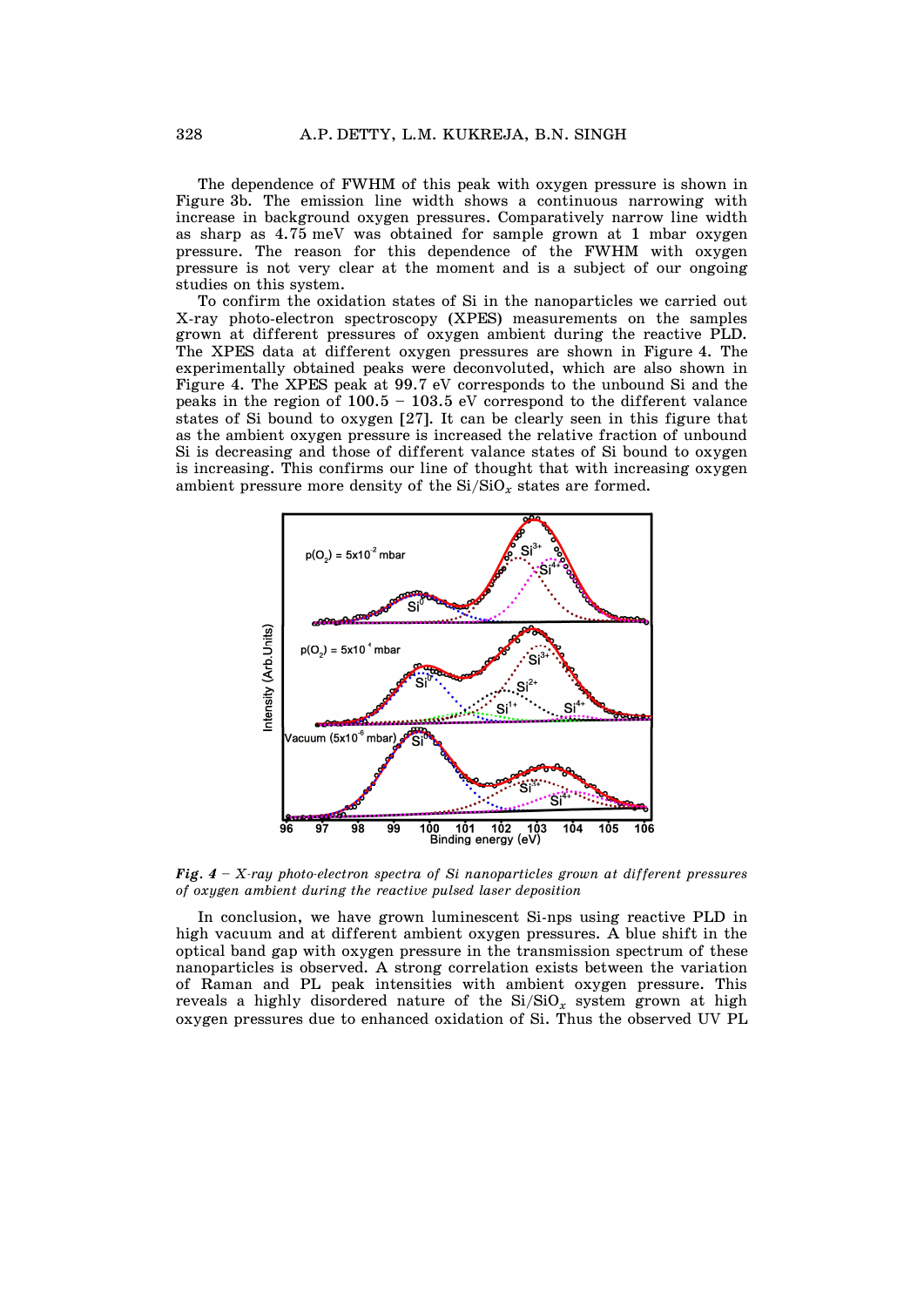The dependence of FWHM of this peak with oxygen pressure is shown in Figure 3b. The emission line width shows a continuous narrowing with increase in background oxygen pressures. Comparatively narrow line width as sharp as 4.75 meV was obtained for sample grown at 1 mbar oxygen pressure. The reason for this dependence of the FWHM with oxygen pressure is not very clear at the moment and is a subject of our ongoing studies on this system.

To confirm the oxidation states of Si in the nanoparticles we carried out X-ray photo-electron spectroscopy (XPES) measurements on the samples grown at different pressures of oxygen ambient during the reactive PLD. The XPES data at different oxygen pressures are shown in Figure 4. The experimentally obtained peaks were deconvoluted, which are also shown in Figure 4. The XPES peak at 99.7 eV corresponds to the unbound Si and the peaks in the region of 100.5 – 103.5 eV correspond to the different valance states of Si bound to oxygen [27]. It can be clearly seen in this figure that as the ambient oxygen pressure is increased the relative fraction of unbound Si is decreasing and those of different valance states of Si bound to oxygen is increasing. This confirms our line of thought that with increasing oxygen ambient pressure more density of the $Si/SiO_x$ states are formed.

$p(O_2)$ = 5x10$^{-2}$ mbar
$Si^{3+}$
$Si^{4+}$
$Si^0$
$p(O_2)$ = 5x10$^{-4}$ mbar
$Si^0$
$Si^{3+}$
$Si^{2+}$
$Si^{1+}$
$Si^{4+}$
Vacuum (5x10$^{-6}$ mbar)
$Si^0$
$Si^{3+}$
$Si^{4+}$
Intensity (Arb.Units)
96 97 98 99 100 101 102 103 104 105 106
Binding energy (eV)

***Fig. 4** – X-ray photo-electron spectra of Si nanoparticles grown at different pressures of oxygen ambient during the reactive pulsed laser deposition*

In conclusion, we have grown luminescent Si-nps using reactive PLD in high vacuum and at different ambient oxygen pressures. A blue shift in the optical band gap with oxygen pressure in the transmission spectrum of these nanoparticles is observed. A strong correlation exists between the variation of Raman and PL peak intensities with ambient oxygen pressure. This reveals a highly disordered nature of the $Si/SiO_x$ system grown at high oxygen pressures due to enhanced oxidation of Si. Thus the observed UV PL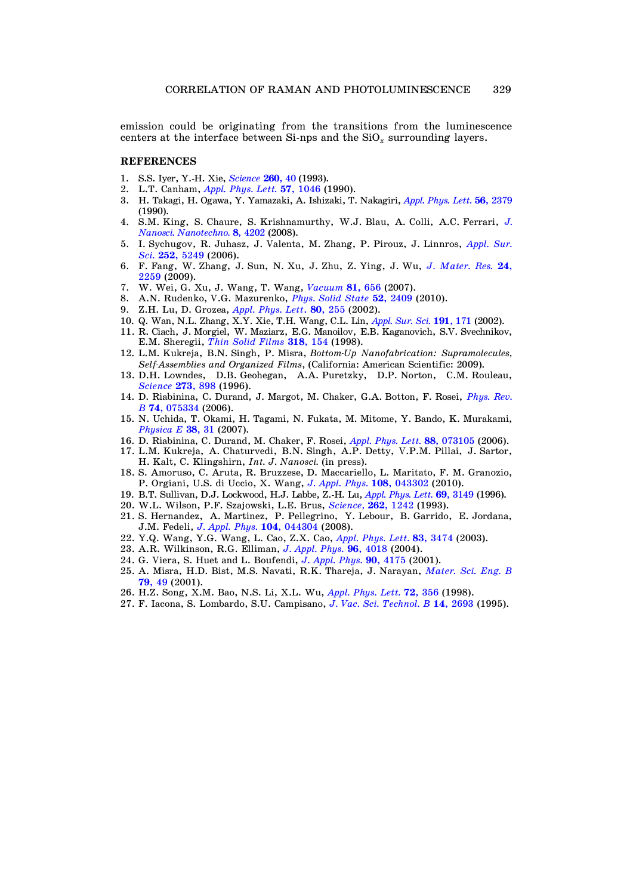emission could be originating from the transitions from the luminescence centers at the interface between Si-nps and the $SiO_x$ surrounding layers.

## REFERENCES

1. S.S. Iyer, Y.-H. Xie, *Science* **260, 40** (1993).
2. L.T. Canham, *Appl. Phys. Lett.* **57, 1046** (1990).
3. H. Takagi, H. Ogawa, Y. Yamazaki, A. Ishizaki, T. Nakagiri, *Appl. Phys. Lett.* **56, 2379** (1990).
4. S.M. King, S. Chaure, S. Krishnamurthy, W.J. Blau, A. Colli, A.C. Ferrari, *J. Nanosci. Nanotechno.* **8, 4202** (2008).
5. I. Sychugov, R. Juhasz, J. Valenta, M. Zhang, P. Pirouz, J. Linnros, *Appl. Sur. Sci.* **252, 5249** (2006).
6. F. Fang, W. Zhang, J. Sun, N. Xu, J. Zhu, Z. Ying, J. Wu, *J. Mater. Res.* **24, 2259** (2009).
7. W. Wei, G. Xu, J. Wang, T. Wang, *Vacuum* **81, 656** (2007).
8. A.N. Rudenko, V.G. Mazurenko, *Phys. Solid State* **52, 2409** (2010).
9. Z.H. Lu, D. Grozea, *Appl. Phys. Lett.* **80, 255** (2002).
10. Q. Wan, N.L. Zhang, X.Y. Xie, T.H. Wang, C.L. Lin, *Appl. Sur. Sci.* **191, 171** (2002).
11. R. Ciach, J. Morgiel, W. Maziarz, E.G. Manoilov, E.B. Kaganovich, S.V. Svechnikov, E.M. Sheregii, *Thin Solid Films* **318, 154** (1998).
12. L.M. Kukreja, B.N. Singh, P. Misra, *Bottom-Up Nanofabrication: Supramolecules, Self-Assemblies and Organized Films*, (California: American Scientific: 2009).
13. D.H. Lowndes, D.B. Geohegan, A.A. Puretzky, D.P. Norton, C.M. Rouleau, *Science* **273, 898** (1996).
14. D. Riabinina, C. Durand, J. Margot, M. Chaker, G.A. Botton, F. Rosei, *Phys. Rev. B* **74, 075334** (2006).
15. N. Uchida, T. Okami, H. Tagami, N. Fukata, M. Mitome, Y. Bando, K. Murakami, *Physica E* **38, 31** (2007).
16. D. Riabinina, C. Durand, M. Chaker, F. Rosei, *Appl. Phys. Lett.* **88, 073105** (2006).
17. L.M. Kukreja, A. Chaturvedi, B.N. Singh, A.P. Detty, V.P.M. Pillai, J. Sartor, H. Kalt, C. Klingshirn, *Int. J. Nanosci.* (in press).
18. S. Amoruso, C. Aruta, R. Bruzzese, D. Maccariello, L. Maritato, F. M. Granozio, P. Orgiani, U.S. di Uccio, X. Wang, *J. Appl. Phys.* **108, 043302** (2010).
19. B.T. Sullivan, D.J. Lockwood, H.J. Labbe, Z.-H. Lu, *Appl. Phys. Lett.* **69, 3149** (1996).
20. W.L. Wilson, P.F. Szajowski, L.E. Brus, *Science,* **262, 1242** (1993).
21. S. Hernandez, A. Martinez, P. Pellegrino, Y. Lebour, B. Garrido, E. Jordana, J.M. Fedeli, *J. Appl. Phys.* **104, 044304** (2008).
22. Y.Q. Wang, Y.G. Wang, L. Cao, Z.X. Cao, *Appl. Phys. Lett.* **83, 3474** (2003).
23. A.R. Wilkinson, R.G. Elliman, *J. Appl. Phys.* **96, 4018** (2004).
24. G. Viera, S. Huet and L. Boufendi, *J. Appl. Phys.* **90, 4175** (2001).
25. A. Misra, H.D. Bist, M.S. Navati, R.K. Thareja, J. Narayan, *Mater. Sci. Eng. B* **79, 49** (2001).
26. H.Z. Song, X.M. Bao, N.S. Li, X.L. Wu, *Appl. Phys. Lett.* **72, 356** (1998).
27. F. Iacona, S. Lombardo, S.U. Campisano, *J. Vac. Sci. Technol. B* **14, 2693** (1995).